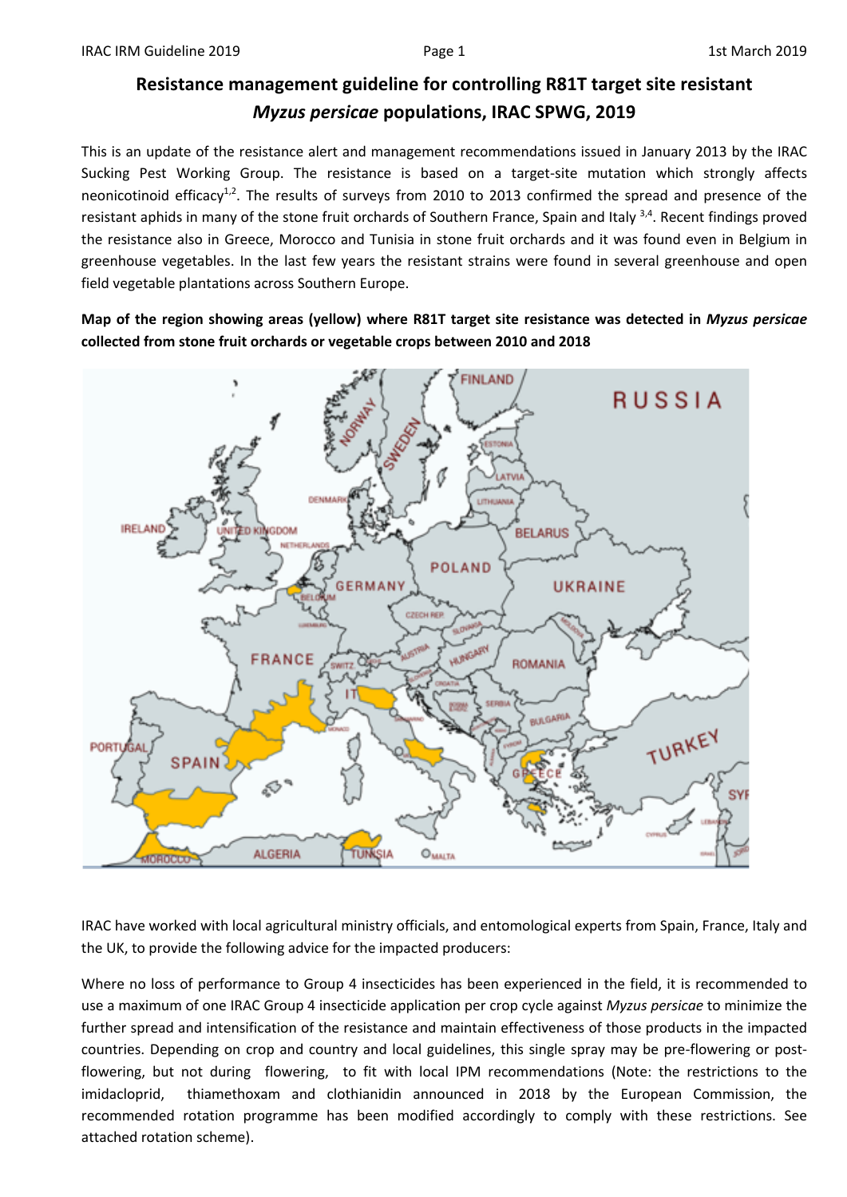# Resistance management guideline for controlling R81T target site resistant *Myzus persicae* populations, IRAC SPWG, 2019

This is an update of the resistance alert and management recommendations issued in January 2013 by the IRAC Sucking Pest Working Group. The resistance is based on a target-site mutation which strongly affects neonicotinoid efficacy[1,2]. The results of surveys from 2010 to 2013 confirmed the spread and presence of the resistant aphids in many of the stone fruit orchards of Southern France, Spain and Italy [3,4]. Recent findings proved the resistance also in Greece, Morocco and Tunisia in stone fruit orchards and it was found even in Belgium in greenhouse vegetables. In the last few years the resistant strains were found in several greenhouse and open field vegetable plantations across Southern Europe.

**Map of the region showing areas (yellow) where R81T target site resistance was detected in *Myzus persicae* collected from stone fruit orchards or vegetable crops between 2010 and 2018**

IRAC have worked with local agricultural ministry officials, and entomological experts from Spain, France, Italy and the UK, to provide the following advice for the impacted producers:

Where no loss of performance to Group 4 insecticides has been experienced in the field, it is recommended to use a maximum of one IRAC Group 4 insecticide application per crop cycle against *Myzus persicae* to minimize the further spread and intensification of the resistance and maintain effectiveness of those products in the impacted countries. Depending on crop and country and local guidelines, this single spray may be pre-flowering or post-flowering, but not during flowering, to fit with local IPM recommendations (Note: the restrictions to the imidacloprid, thiamethoxam and clothianidin announced in 2018 by the European Commission, the recommended rotation programme has been modified accordingly to comply with these restrictions. See attached rotation scheme).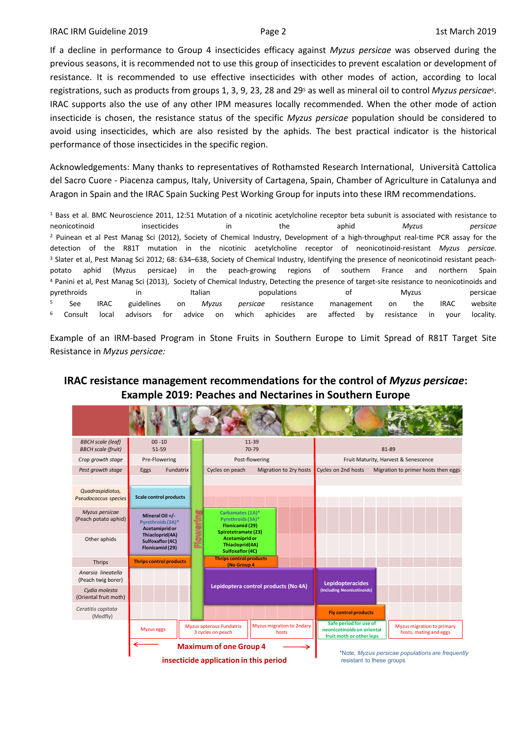If a decline in performance to Group 4 insecticides efficacy against *Myzus persicae* was observed during the previous seasons, it is recommended not to use this group of insecticides to prevent escalation or development of resistance. It is recommended to use effective insecticides with other modes of action, according to local registrations, such as products from groups 1, 3, 9, 23, 28 and 29[5] as well as mineral oil to control *Myzus persicae*[6]. IRAC supports also the use of any other IPM measures locally recommended. When the other mode of action insecticide is chosen, the resistance status of the specific *Myzus persicae* population should be considered to avoid using insecticides, which are also resisted by the aphids. The best practical indicator is the historical performance of those insecticides in the specific region.

Acknowledgements: Many thanks to representatives of Rothamsted Research International, Università Cattolica del Sacro Cuore - Piacenza campus, Italy, University of Cartagena, Spain, Chamber of Agriculture in Catalunya and Aragon in Spain and the IRAC Spain Sucking Pest Working Group for inputs into these IRM recommendations.

[1] Bass et al. BMC Neuroscience 2011, 12:51 Mutation of a nicotinic acetylcholine receptor beta subunit is associated with resistance to neonicotinoid insecticides in the aphid *Myzus persicae*
[2] Puinean et al Pest Manag Sci (2012), Society of Chemical Industry, Development of a high-throughput real-time PCR assay for the detection of the R81T mutation in the nicotinic acetylcholine receptor of neonicotinoid-resistant *Myzus persicae*.
[3] Slater et al, Pest Manag Sci 2012; 68: 634–638, Society of Chemical Industry, Identifying the presence of neonicotinoid resistant peach-potato aphid (Myzus persicae) in the peach-growing regions of southern France and northern Spain
[4] Panini et al, Pest Manag Sci (2013), Society of Chemical Industry, Detecting the presence of target-site resistance to neonicotinoids and pyrethroids in Italian populations of Myzus persicae
[5] See IRAC guidelines on *Myzus persicae* resistance management on the IRAC website
[6] Consult local advisors for advice on which aphicides are affected by resistance in your locality.

Example of an IRM-based Program in Stone Fruits in Southern Europe to Limit Spread of R81T Target Site Resistance in *Myzus persicae:*

## IRAC resistance management recommendations for the control of *Myzus persicae*: Example 2019: Peaches and Nectarines in Southern Europe

| | Pre-Flowering | Flowering | Post-flowering | Fruit Maturity, Harvest & Senescence |
|---|---|---|---|---|
| *BBCH scale (leaf)* / *BBCH scale (fruit)* | 00 -10 / 51-59 | | 11-39 / 70-79 | 81-89 |
| *Crop growth stage* | Pre-Flowering | Flowering | Post-flowering | Fruit Maturity, Harvest & Senescence |
| *Pest growth stage* | Eggs; Fundatrix | | Cycles on peach; Migration to 2ry hosts | Cycles on 2nd hosts; Migration to primer hosts then eggs |
| *Quadraspidiotus, Pseudococcus species* | Scale control products | | | |
| *Myzus persicae* (Peach potato aphid) / Other aphids | Mineral Oil +/- Pyrethroids (3A)* Acetamiprid or Thiacloprid (4A) Sulfoxaflor (4C) Flonicamid (29) | | Carbamates (1A)* Pyrethroids (3A)* Flonicamid (29) Spirotetramate (23) Acetamiprid or Thiacloprid (4A) Sulfoxaflor (4C) | |
| Thrips | Thrips control products | | Thrips control products (No Group 4) | |
| *Anarsia lineatella* (Peach twig borer) / *Cydia molesta* (Oriental fruit moth) | | | Lepidoptera control products (No 4A) | Lepidopteracides (Including Neonicotinoids) |
| *Ceratitis capitata* (Medfly) | | | | Fly control products |
| | Myzus eggs | Myzus apterous Fundatrix 3 cycles on peach | Myzus migration to 2ndary hosts | Safe period for use of neonicotinoids on oriental fruit moth or other leps; Myzus migration to primary hosts, mating and eggs |

Maximum of one Group 4 insecticide application in this period

*Note, *Myzus persicae populations are frequently* resistant to these groups